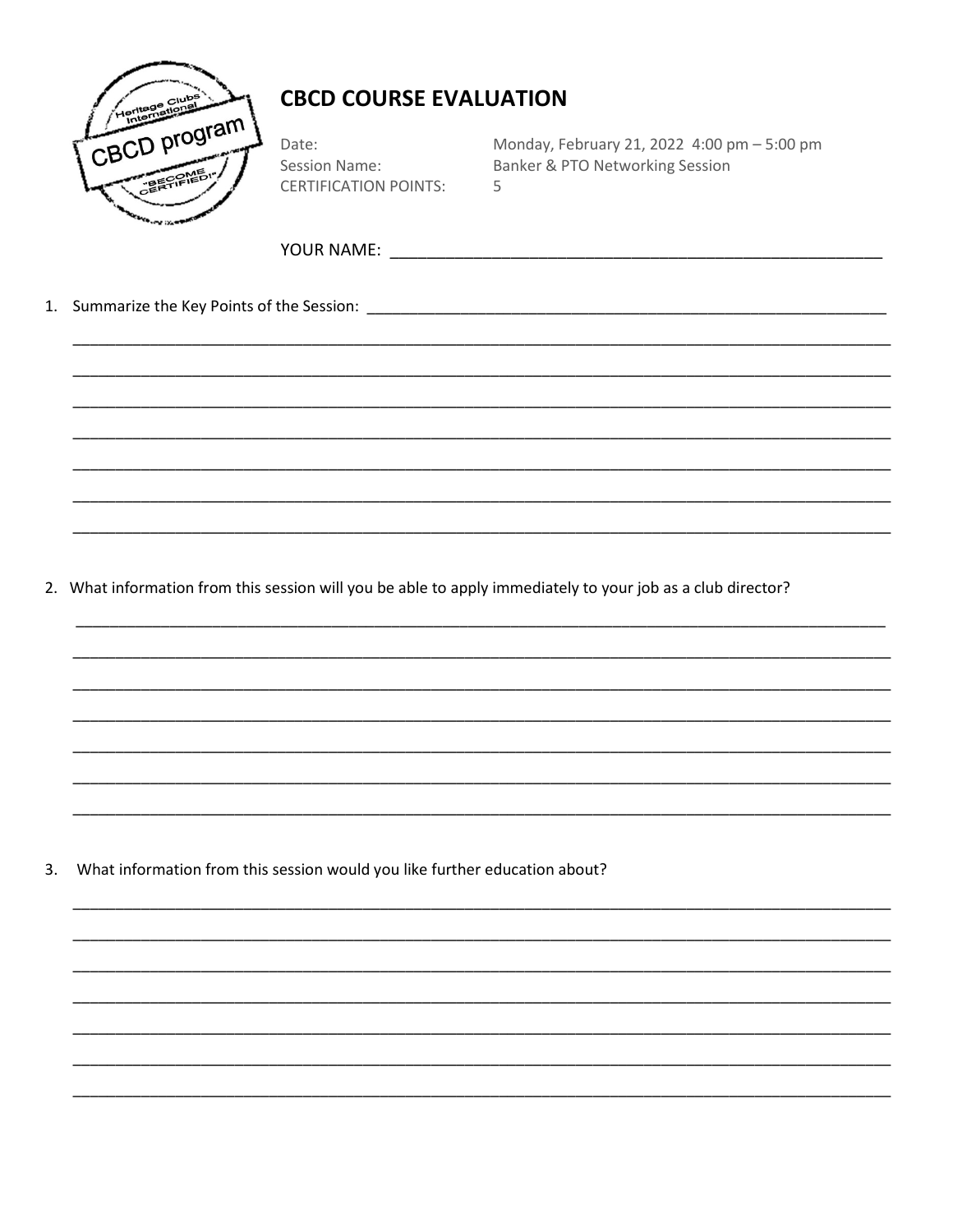CBCD program

Heritage Clubs International

"BECOME CERTIFIED!"

# CBCD COURSE EVALUATION

| | |
|---|---|
| Date: | Monday, February 21, 2022 4:00 pm – 5:00 pm |
| Session Name: | Banker & PTO Networking Session |
| CERTIFICATION POINTS: | 5 |

YOUR NAME: _______________________________________________

1. Summarize the Key Points of the Session: _______________________________________________

_______________________________________________
_______________________________________________
_______________________________________________
_______________________________________________
_______________________________________________
_______________________________________________
_______________________________________________

2. What information from this session will you be able to apply immediately to your job as a club director?

_______________________________________________
_______________________________________________
_______________________________________________
_______________________________________________
_______________________________________________
_______________________________________________
_______________________________________________

3. What information from this session would you like further education about?

_______________________________________________
_______________________________________________
_______________________________________________
_______________________________________________
_______________________________________________
_______________________________________________
_______________________________________________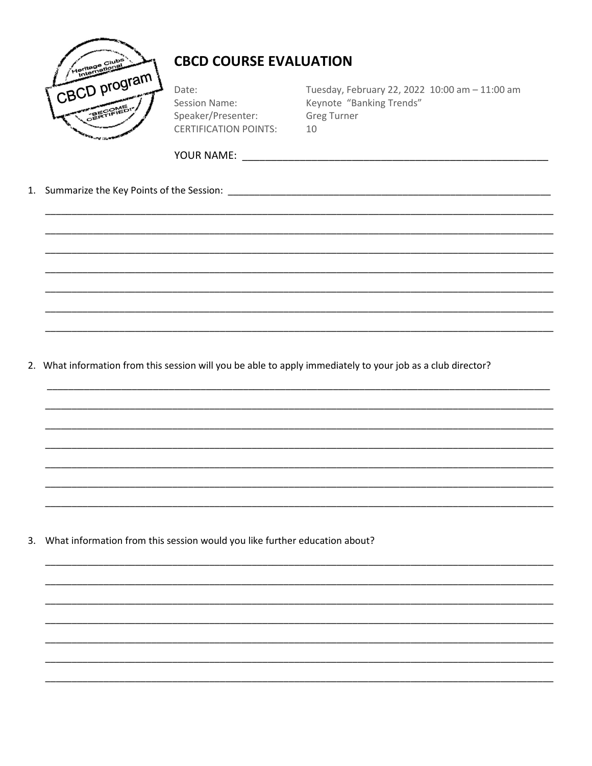## CBCD COURSE EVALUATION

| | |
|---|---|
| Date: | Tuesday, February 22, 2022 10:00 am – 11:00 am |
| Session Name: | Keynote "Banking Trends" |
| Speaker/Presenter: | Greg Turner |
| CERTIFICATION POINTS: | 10 |

YOUR NAME: ______________________________________________________

1. Summarize the Key Points of the Session: ______________________________________________________

______________________________________________________________________________

______________________________________________________________________________

______________________________________________________________________________

______________________________________________________________________________

______________________________________________________________________________

______________________________________________________________________________

______________________________________________________________________________

2. What information from this session will you be able to apply immediately to your job as a club director?

______________________________________________________________________________

______________________________________________________________________________

______________________________________________________________________________

______________________________________________________________________________

______________________________________________________________________________

______________________________________________________________________________

______________________________________________________________________________

3. What information from this session would you like further education about?

______________________________________________________________________________

______________________________________________________________________________

______________________________________________________________________________

______________________________________________________________________________

______________________________________________________________________________

______________________________________________________________________________

______________________________________________________________________________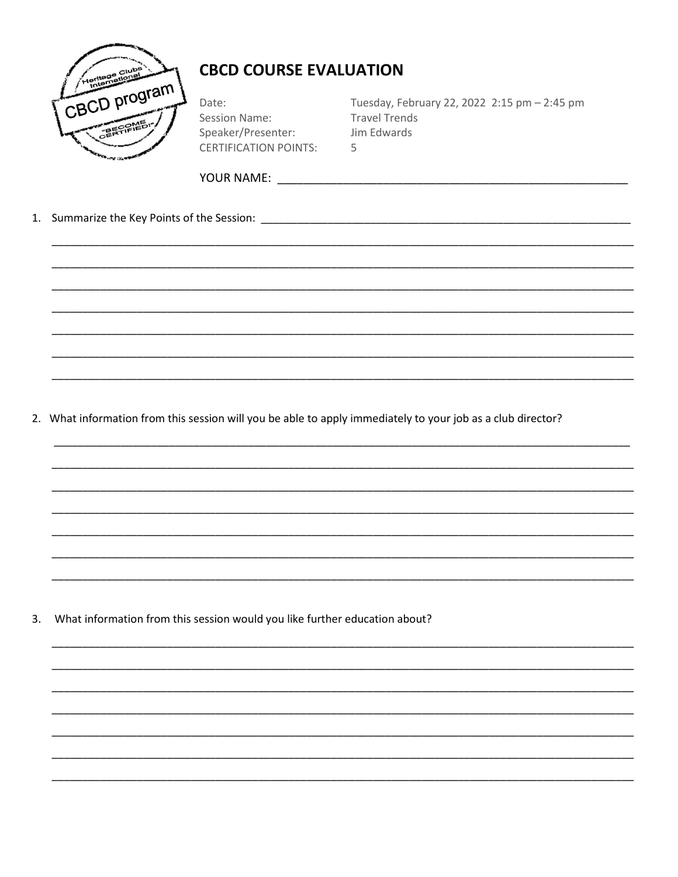CBCD program

# CBCD COURSE EVALUATION

Date: Tuesday, February 22, 2022 2:15 pm – 2:45 pm
Session Name: Travel Trends
Speaker/Presenter: Jim Edwards
CERTIFICATION POINTS: 5

YOUR NAME: ______________________________________________________

1. Summarize the Key Points of the Session: ______________________________________________________

______________________________________________________________________________________

______________________________________________________________________________________

______________________________________________________________________________________

______________________________________________________________________________________

______________________________________________________________________________________

______________________________________________________________________________________

______________________________________________________________________________________

2. What information from this session will you be able to apply immediately to your job as a club director?

______________________________________________________________________________________

______________________________________________________________________________________

______________________________________________________________________________________

______________________________________________________________________________________

______________________________________________________________________________________

______________________________________________________________________________________

______________________________________________________________________________________

3. What information from this session would you like further education about?

______________________________________________________________________________________

______________________________________________________________________________________

______________________________________________________________________________________

______________________________________________________________________________________

______________________________________________________________________________________

______________________________________________________________________________________

______________________________________________________________________________________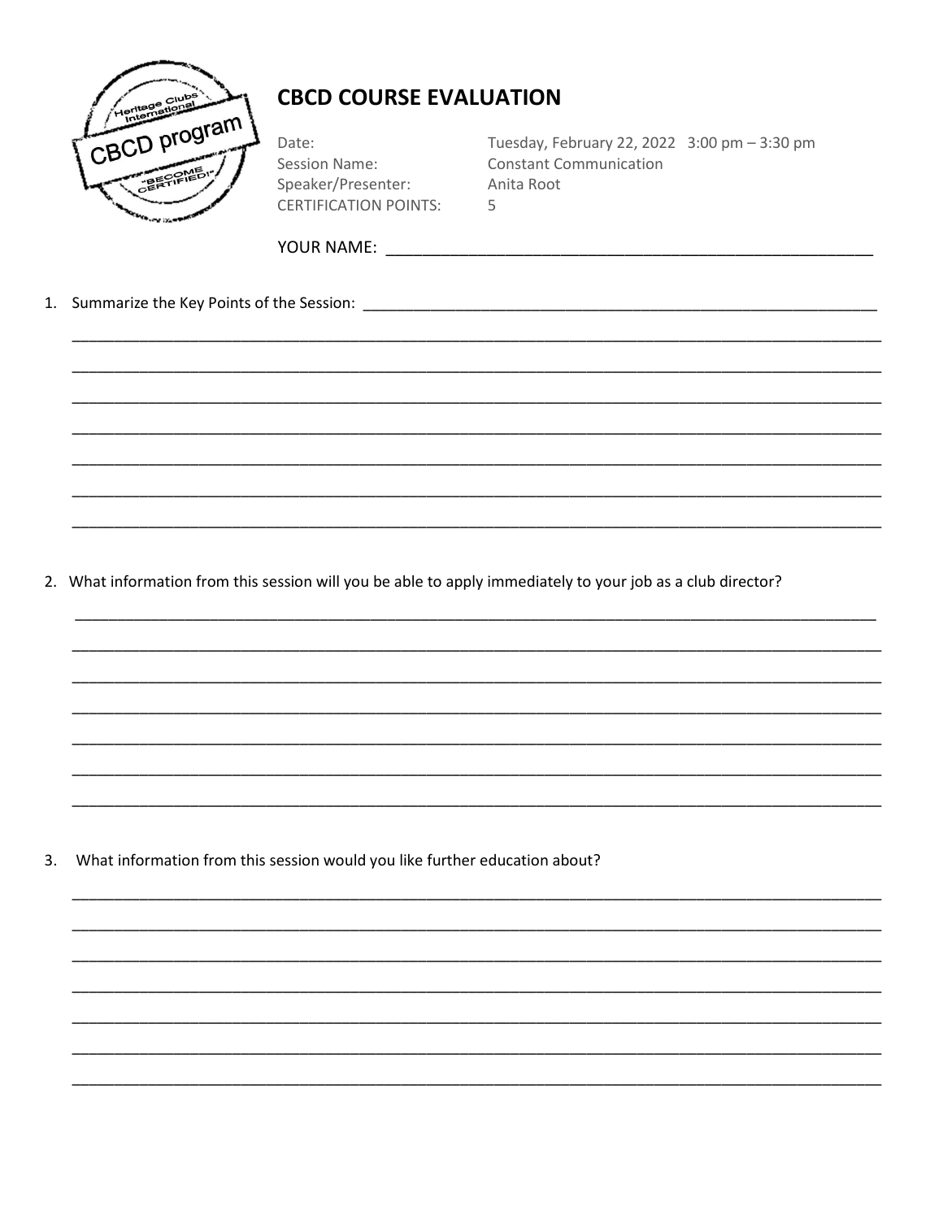## CBCD COURSE EVALUATION

Heritage Clubs International — CBCD program — "BECOME CERTIFIED!"

| | |
|---|---|
| Date: | Tuesday, February 22, 2022 3:00 pm – 3:30 pm |
| Session Name: | Constant Communication |
| Speaker/Presenter: | Anita Root |
| CERTIFICATION POINTS: | 5 |

YOUR NAME: ______________________________________________________

1. Summarize the Key Points of the Session: ______________________________________________________

______________________________________________________

______________________________________________________

______________________________________________________

______________________________________________________

______________________________________________________

______________________________________________________

______________________________________________________

2. What information from this session will you be able to apply immediately to your job as a club director?

______________________________________________________

______________________________________________________

______________________________________________________

______________________________________________________

______________________________________________________

______________________________________________________

______________________________________________________

3. What information from this session would you like further education about?

______________________________________________________

______________________________________________________

______________________________________________________

______________________________________________________

______________________________________________________

______________________________________________________

______________________________________________________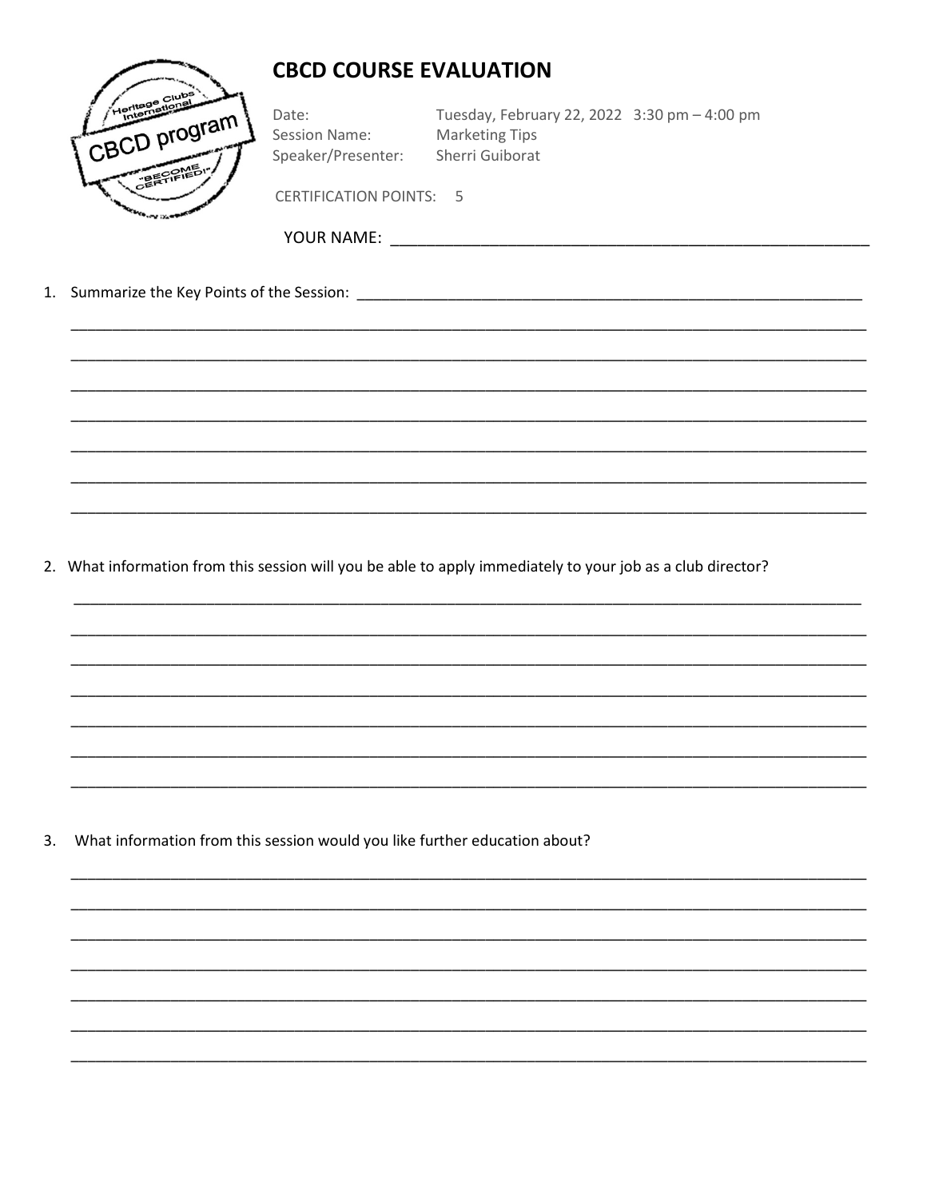# CBCD COURSE EVALUATION

Date: Tuesday, February 22, 2022 3:30 pm – 4:00 pm
Session Name: Marketing Tips
Speaker/Presenter: Sherri Guiborat

CERTIFICATION POINTS: 5

YOUR NAME: ______________________________________________________

1. Summarize the Key Points of the Session: ______________________________________________________

______________________________________________________________________________________________

______________________________________________________________________________________________

______________________________________________________________________________________________

______________________________________________________________________________________________

______________________________________________________________________________________________

______________________________________________________________________________________________

______________________________________________________________________________________________

2. What information from this session will you be able to apply immediately to your job as a club director?

______________________________________________________________________________________________

______________________________________________________________________________________________

______________________________________________________________________________________________

______________________________________________________________________________________________

______________________________________________________________________________________________

______________________________________________________________________________________________

______________________________________________________________________________________________

3. What information from this session would you like further education about?

______________________________________________________________________________________________

______________________________________________________________________________________________

______________________________________________________________________________________________

______________________________________________________________________________________________

______________________________________________________________________________________________

______________________________________________________________________________________________

______________________________________________________________________________________________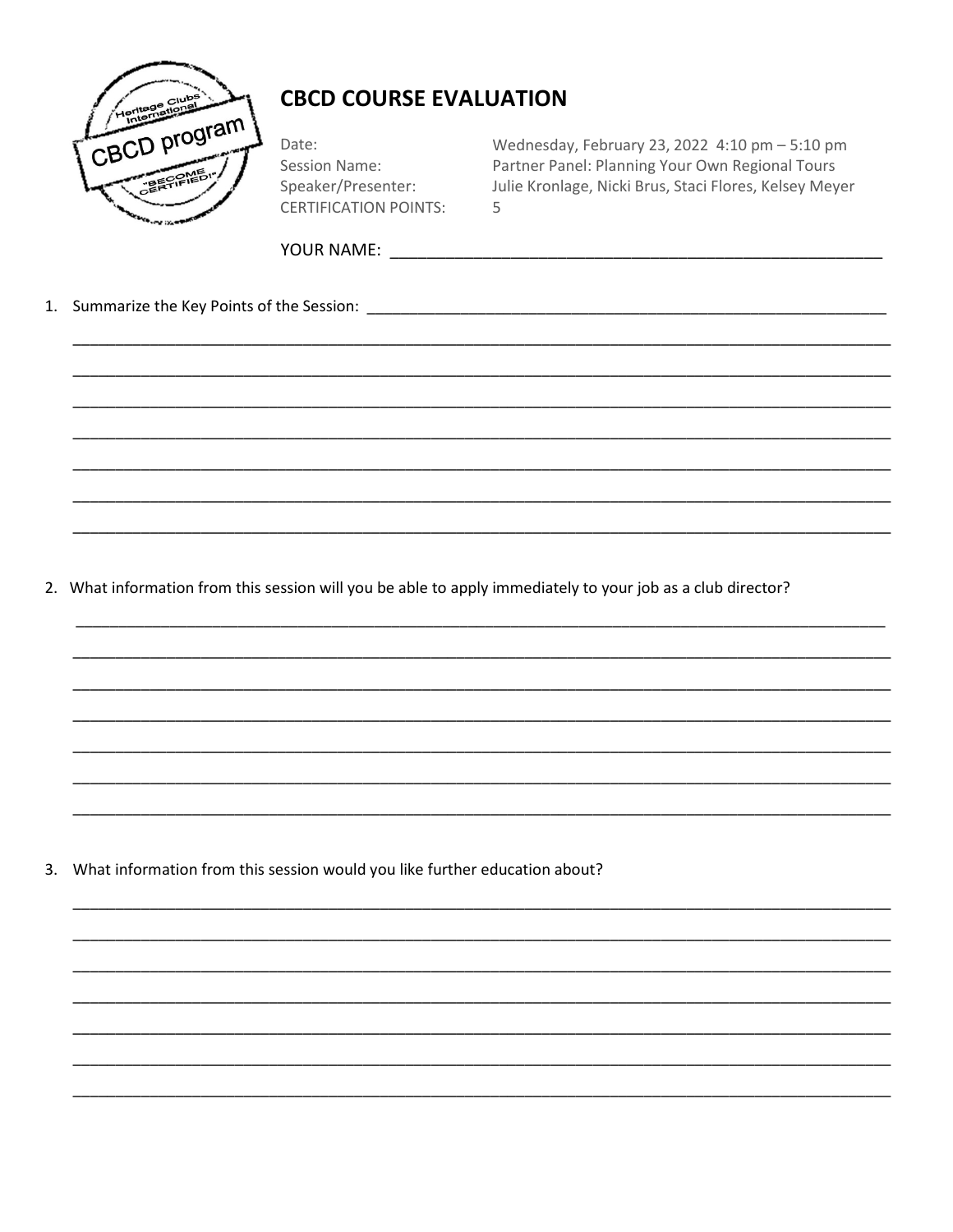## CBCD COURSE EVALUATION

Date: Wednesday, February 23, 2022 4:10 pm – 5:10 pm
Session Name: Partner Panel: Planning Your Own Regional Tours
Speaker/Presenter: Julie Kronlage, Nicki Brus, Staci Flores, Kelsey Meyer
CERTIFICATION POINTS: 5

YOUR NAME: ________________________________________________

1. Summarize the Key Points of the Session: ________________________________________________

________________________________________________________________________________________

________________________________________________________________________________________

________________________________________________________________________________________

________________________________________________________________________________________

________________________________________________________________________________________

________________________________________________________________________________________

________________________________________________________________________________________

2. What information from this session will you be able to apply immediately to your job as a club director?

________________________________________________________________________________________

________________________________________________________________________________________

________________________________________________________________________________________

________________________________________________________________________________________

________________________________________________________________________________________

________________________________________________________________________________________

________________________________________________________________________________________

3. What information from this session would you like further education about?

________________________________________________________________________________________

________________________________________________________________________________________

________________________________________________________________________________________

________________________________________________________________________________________

________________________________________________________________________________________

________________________________________________________________________________________

________________________________________________________________________________________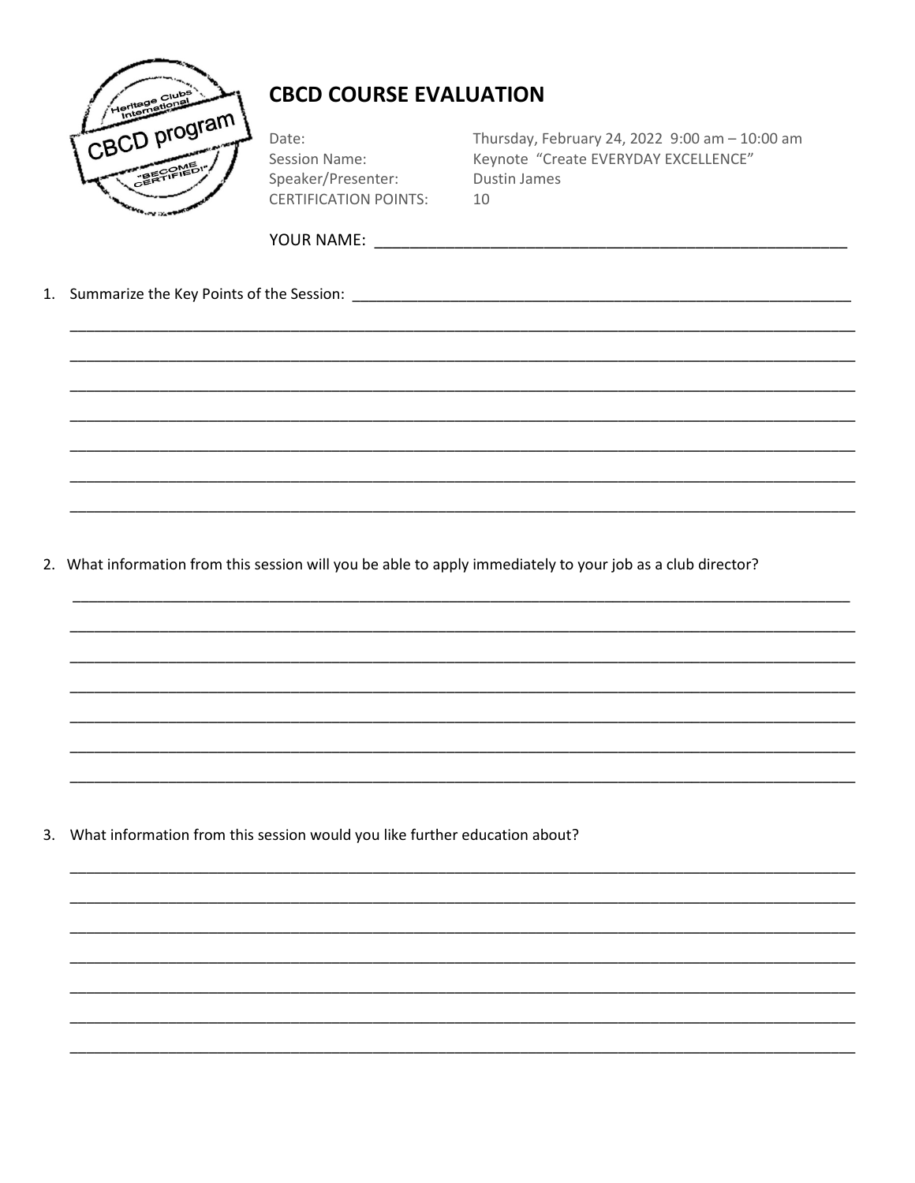## CBCD COURSE EVALUATION

Date: Thursday, February 24, 2022 9:00 am – 10:00 am
Session Name: Keynote "Create EVERYDAY EXCELLENCE"
Speaker/Presenter: Dustin James
CERTIFICATION POINTS: 10

YOUR NAME: _______________________________________________

1. Summarize the Key Points of the Session: _______________________________________________

_______________________________________________
_______________________________________________
_______________________________________________
_______________________________________________
_______________________________________________
_______________________________________________
_______________________________________________

2. What information from this session will you be able to apply immediately to your job as a club director?

_______________________________________________
_______________________________________________
_______________________________________________
_______________________________________________
_______________________________________________
_______________________________________________
_______________________________________________

3. What information from this session would you like further education about?

_______________________________________________
_______________________________________________
_______________________________________________
_______________________________________________
_______________________________________________
_______________________________________________
_______________________________________________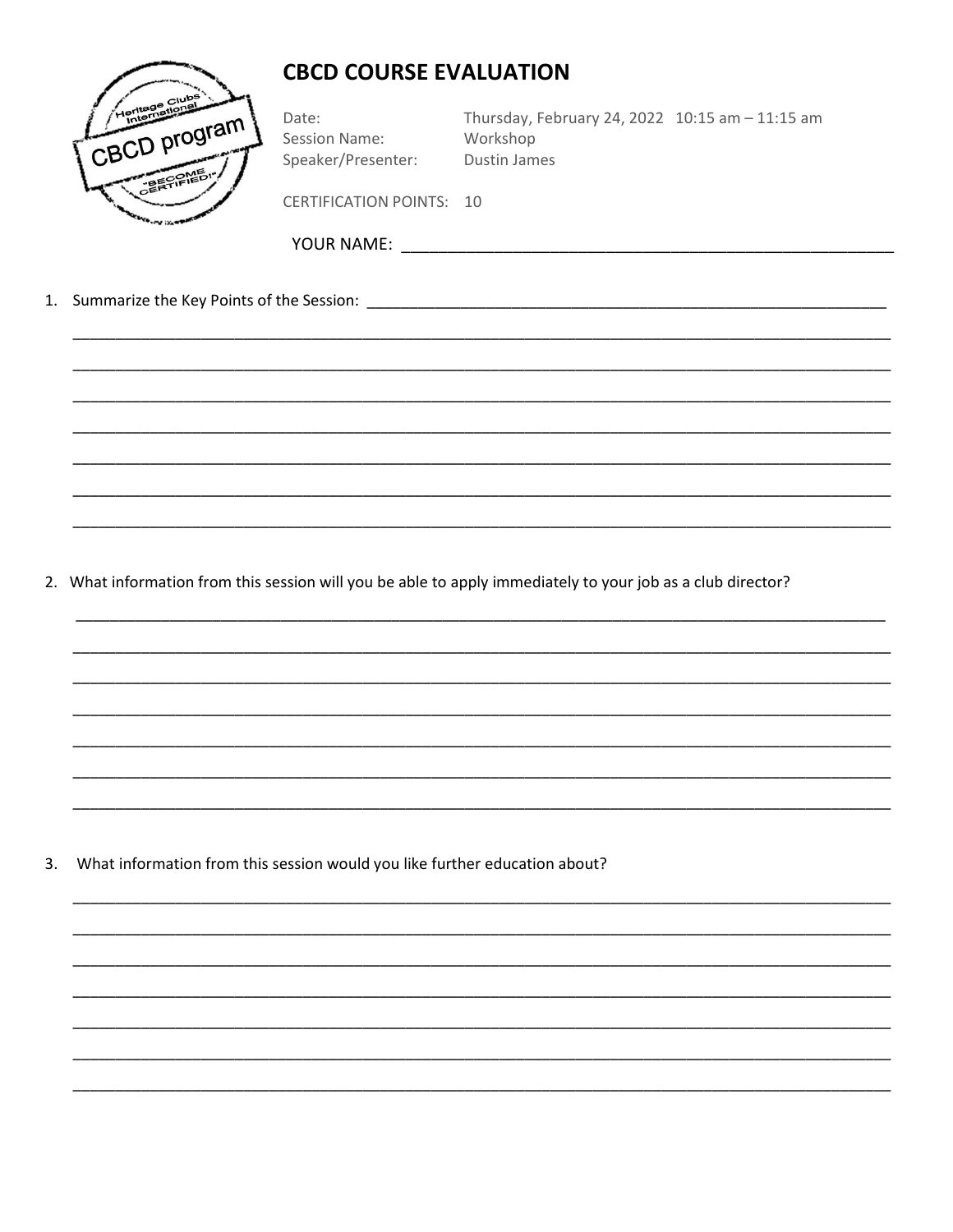# CBCD COURSE EVALUATION

Date: Thursday, February 24, 2022 10:15 am – 11:15 am

Session Name: Workshop

Speaker/Presenter: Dustin James

CERTIFICATION POINTS: 10

YOUR NAME: ______________________________________________________

1. Summarize the Key Points of the Session: ______________________________________________________________

_____________________________________________________________________________________________

_____________________________________________________________________________________________

_____________________________________________________________________________________________

_____________________________________________________________________________________________

_____________________________________________________________________________________________

_____________________________________________________________________________________________

_____________________________________________________________________________________________

2. What information from this session will you be able to apply immediately to your job as a club director?

_____________________________________________________________________________________________

_____________________________________________________________________________________________

_____________________________________________________________________________________________

_____________________________________________________________________________________________

_____________________________________________________________________________________________

_____________________________________________________________________________________________

_____________________________________________________________________________________________

3. What information from this session would you like further education about?

_____________________________________________________________________________________________

_____________________________________________________________________________________________

_____________________________________________________________________________________________

_____________________________________________________________________________________________

_____________________________________________________________________________________________

_____________________________________________________________________________________________

_____________________________________________________________________________________________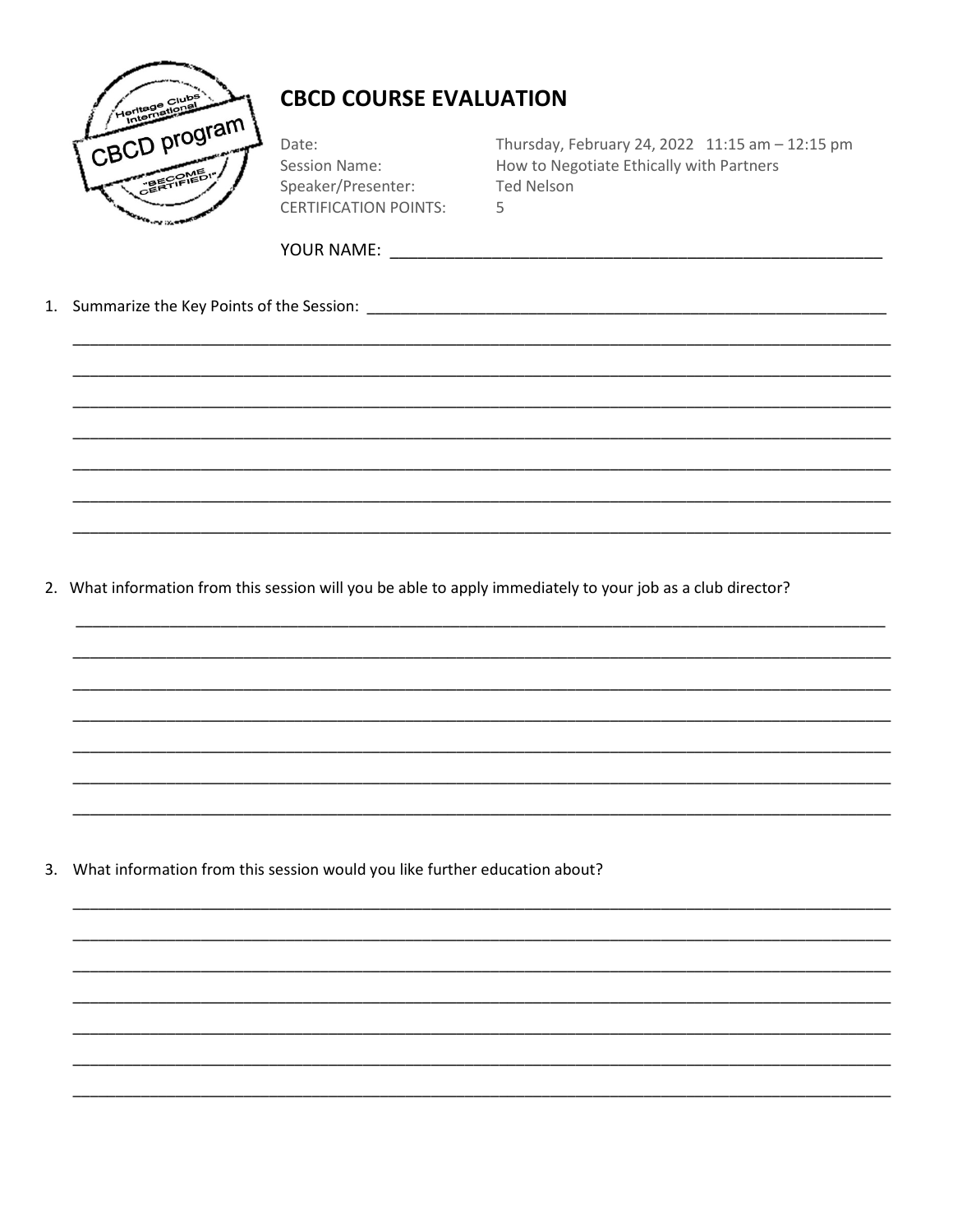# CBCD COURSE EVALUATION

| | |
|---|---|
| Date: | Thursday, February 24, 2022 11:15 am – 12:15 pm |
| Session Name: | How to Negotiate Ethically with Partners |
| Speaker/Presenter: | Ted Nelson |
| CERTIFICATION POINTS: | 5 |

YOUR NAME: ______________________________________________________

1. Summarize the Key Points of the Session: ______________________________________________________________

______________________________________________________________________________________

______________________________________________________________________________________

______________________________________________________________________________________

______________________________________________________________________________________

______________________________________________________________________________________

______________________________________________________________________________________

______________________________________________________________________________________

2. What information from this session will you be able to apply immediately to your job as a club director?

______________________________________________________________________________________

______________________________________________________________________________________

______________________________________________________________________________________

______________________________________________________________________________________

______________________________________________________________________________________

______________________________________________________________________________________

______________________________________________________________________________________

3. What information from this session would you like further education about?

______________________________________________________________________________________

______________________________________________________________________________________

______________________________________________________________________________________

______________________________________________________________________________________

______________________________________________________________________________________

______________________________________________________________________________________

______________________________________________________________________________________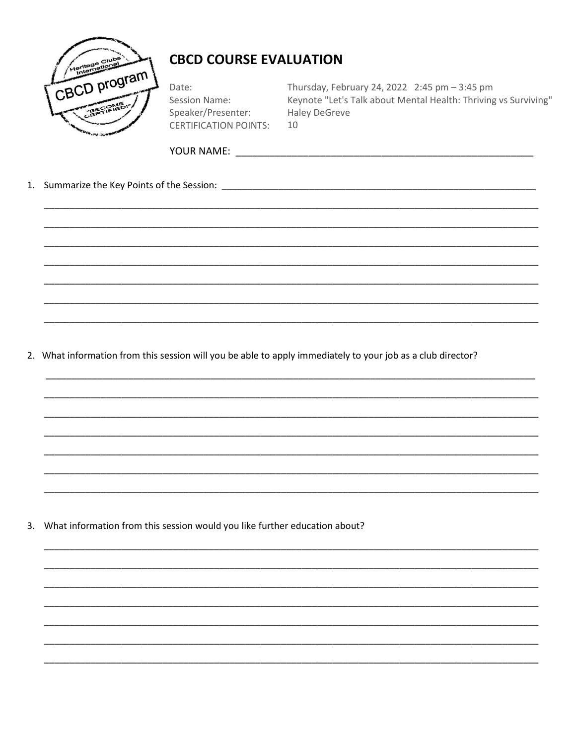## CBCD COURSE EVALUATION

Date: Thursday, February 24, 2022 2:45 pm – 3:45 pm
Session Name: Keynote "Let's Talk about Mental Health: Thriving vs Surviving"
Speaker/Presenter: Haley DeGreve
CERTIFICATION POINTS: 10

YOUR NAME: ______________________________________________________

1. Summarize the Key Points of the Session: ______________________________________________________

______________________________________________________________________________

______________________________________________________________________________

______________________________________________________________________________

______________________________________________________________________________

______________________________________________________________________________

______________________________________________________________________________

______________________________________________________________________________

2. What information from this session will you be able to apply immediately to your job as a club director?

______________________________________________________________________________

______________________________________________________________________________

______________________________________________________________________________

______________________________________________________________________________

______________________________________________________________________________

______________________________________________________________________________

______________________________________________________________________________

3. What information from this session would you like further education about?

______________________________________________________________________________

______________________________________________________________________________

______________________________________________________________________________

______________________________________________________________________________

______________________________________________________________________________

______________________________________________________________________________

______________________________________________________________________________